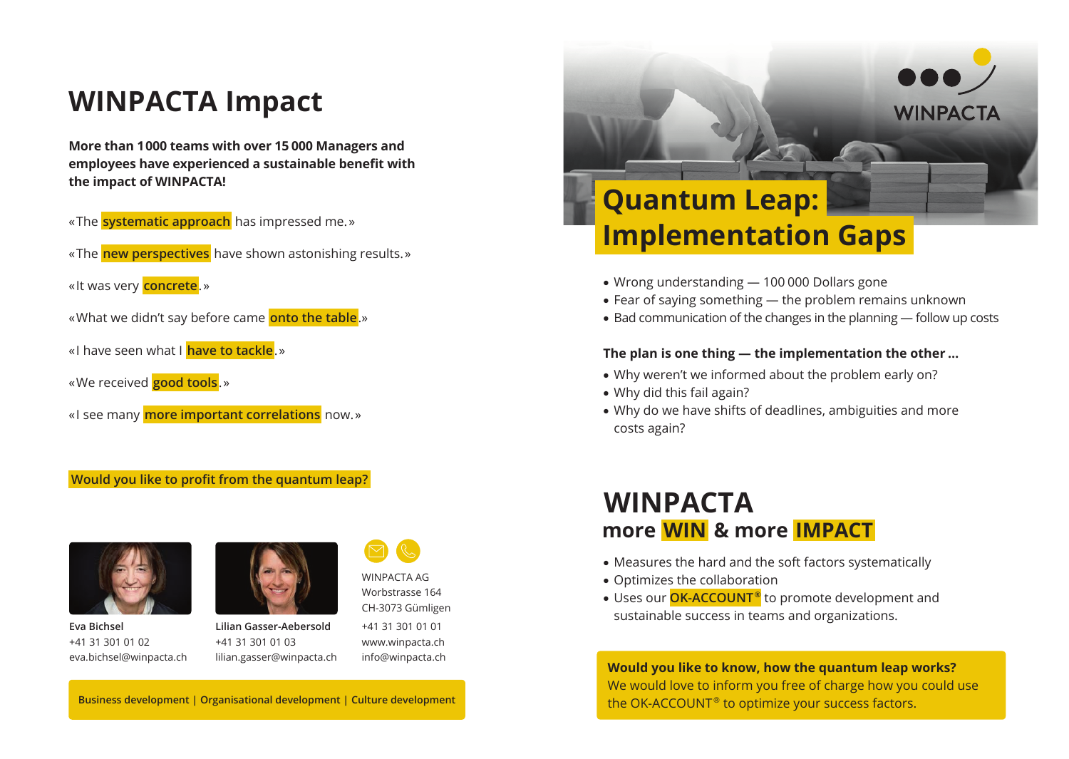# WINPACTA Impact

**More than 1 000 teams with over 15 000 Managers and employees have experienced a sustainable benefit with the impact of WINPACTA!**

«The **systematic approach** has impressed me.»

«The **new perspectives** have shown astonishing results.»

«It was very **concrete**.»

«What we didn't say before came **onto the table**.»

«I have seen what I **have to tackle**.»

«We received **good tools**.»

«I see many **more important correlations** now.»

**Would you like to profit from the quantum leap?**

**Eva Bichsel**
+41 31 301 01 02
eva.bichsel@winpacta.ch

**Lilian Gasser-Aebersold**
+41 31 301 01 03
lilian.gasser@winpacta.ch

WINPACTA AG
Worbstrasse 164
CH-3073 Gümligen
+41 31 301 01 01
www.winpacta.ch
info@winpacta.ch

**Business development | Organisational development | Culture development**

WINPACTA

# Quantum Leap: Implementation Gaps

- Wrong understanding — 100 000 Dollars gone
- Fear of saying something — the problem remains unknown
- Bad communication of the changes in the planning — follow up costs

**The plan is one thing — the implementation the other …**

- Why weren't we informed about the problem early on?
- Why did this fail again?
- Why do we have shifts of deadlines, ambiguities and more costs again?

## WINPACTA
### more WIN & more IMPACT

- Measures the hard and the soft factors systematically
- Optimizes the collaboration
- Uses our **OK-ACCOUNT®** to promote development and sustainable success in teams and organizations.

**Would you like to know, how the quantum leap works?**
We would love to inform you free of charge how you could use the OK-ACCOUNT® to optimize your success factors.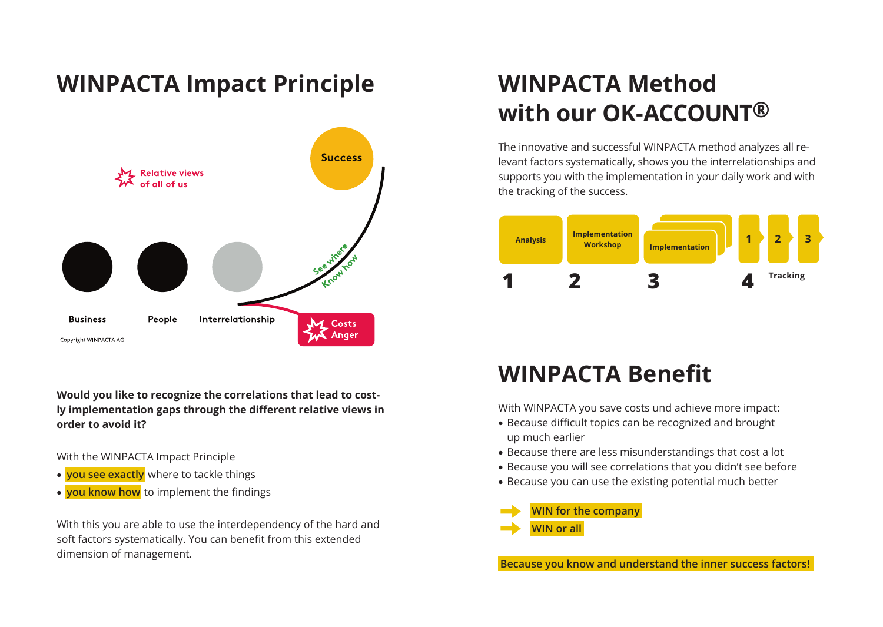# WINPACTA Impact Principle

Relative views of all of us

Success

See where

Know how

Business

People

Interrelationship

Costs Anger

Copyright WINPACTA AG

**Would you like to recognize the correlations that lead to costly implementation gaps through the different relative views in order to avoid it?**

With the WINPACTA Impact Principle

- **you see exactly** where to tackle things
- **you know how** to implement the findings

With this you are able to use the interdependency of the hard and soft factors systematically. You can benefit from this extended dimension of management.

# WINPACTA Method with our OK-ACCOUNT®

The innovative and successful WINPACTA method analyzes all relevant factors systematically, shows you the interrelationships and supports you with the implementation in your daily work and with the tracking of the success.

1 Analysis

2 Implementation Workshop

3 Implementation

4 Tracking 1 2 3

# WINPACTA Benefit

With WINPACTA you save costs und achieve more impact:

- Because difficult topics can be recognized and brought up much earlier
- Because there are less misunderstandings that cost a lot
- Because you will see correlations that you didn't see before
- Because you can use the existing potential much better

➡ **WIN for the company**

➡ **WIN or all**

**Because you know and understand the inner success factors!**